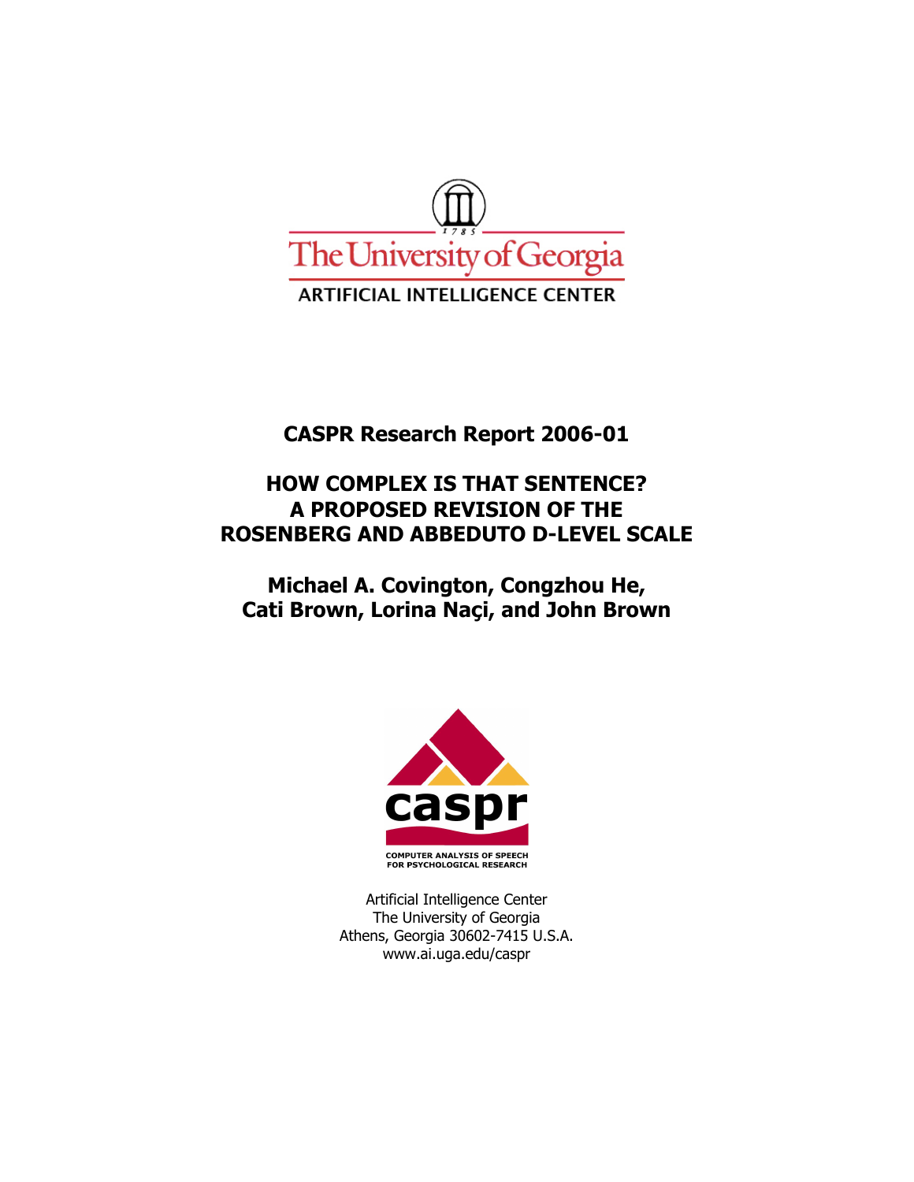The University of Georgia

ARTIFICIAL INTELLIGENCE CENTER

# CASPR Research Report 2006-01

# HOW COMPLEX IS THAT SENTENCE? A PROPOSED REVISION OF THE ROSENBERG AND ABBEDUTO D-LEVEL SCALE

**Michael A. Covington, Congzhou He, Cati Brown, Lorina Naçi, and John Brown**

caspr

COMPUTER ANALYSIS OF SPEECH FOR PSYCHOLOGICAL RESEARCH

Artificial Intelligence Center
The University of Georgia
Athens, Georgia 30602-7415 U.S.A.
www.ai.uga.edu/caspr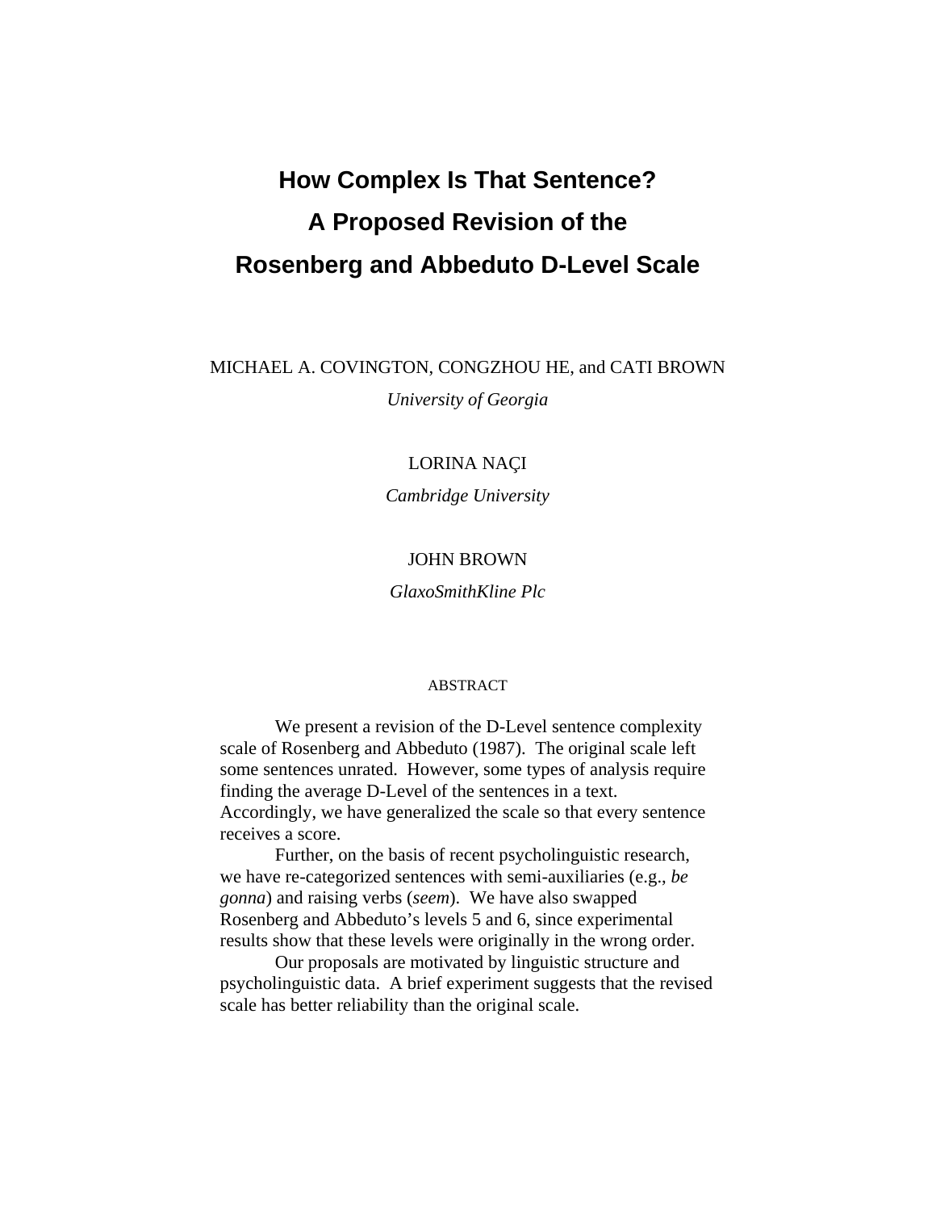# How Complex Is That Sentence?
# A Proposed Revision of the
# Rosenberg and Abbeduto D-Level Scale

MICHAEL A. COVINGTON, CONGZHOU HE, and CATI BROWN

*University of Georgia*

LORINA NAÇI

*Cambridge University*

JOHN BROWN

*GlaxoSmithKline Plc*

ABSTRACT

We present a revision of the D-Level sentence complexity scale of Rosenberg and Abbeduto (1987). The original scale left some sentences unrated. However, some types of analysis require finding the average D-Level of the sentences in a text. Accordingly, we have generalized the scale so that every sentence receives a score.

Further, on the basis of recent psycholinguistic research, we have re-categorized sentences with semi-auxiliaries (e.g., *be gonna*) and raising verbs (*seem*). We have also swapped Rosenberg and Abbeduto's levels 5 and 6, since experimental results show that these levels were originally in the wrong order.

Our proposals are motivated by linguistic structure and psycholinguistic data. A brief experiment suggests that the revised scale has better reliability than the original scale.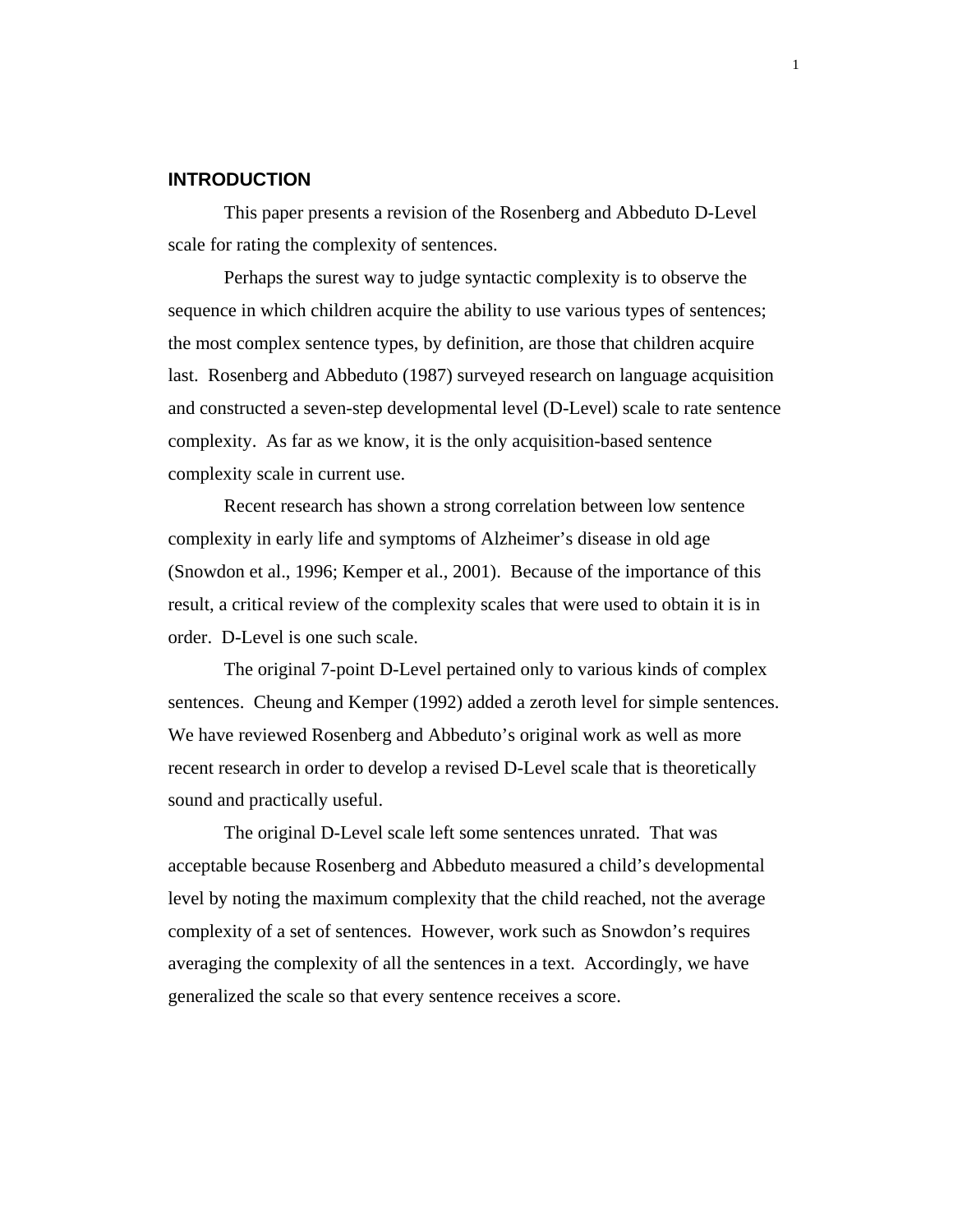## INTRODUCTION

This paper presents a revision of the Rosenberg and Abbeduto D-Level scale for rating the complexity of sentences.

Perhaps the surest way to judge syntactic complexity is to observe the sequence in which children acquire the ability to use various types of sentences; the most complex sentence types, by definition, are those that children acquire last. Rosenberg and Abbeduto (1987) surveyed research on language acquisition and constructed a seven-step developmental level (D-Level) scale to rate sentence complexity. As far as we know, it is the only acquisition-based sentence complexity scale in current use.

Recent research has shown a strong correlation between low sentence complexity in early life and symptoms of Alzheimer's disease in old age (Snowdon et al., 1996; Kemper et al., 2001). Because of the importance of this result, a critical review of the complexity scales that were used to obtain it is in order. D-Level is one such scale.

The original 7-point D-Level pertained only to various kinds of complex sentences. Cheung and Kemper (1992) added a zeroth level for simple sentences. We have reviewed Rosenberg and Abbeduto's original work as well as more recent research in order to develop a revised D-Level scale that is theoretically sound and practically useful.

The original D-Level scale left some sentences unrated. That was acceptable because Rosenberg and Abbeduto measured a child's developmental level by noting the maximum complexity that the child reached, not the average complexity of a set of sentences. However, work such as Snowdon's requires averaging the complexity of all the sentences in a text. Accordingly, we have generalized the scale so that every sentence receives a score.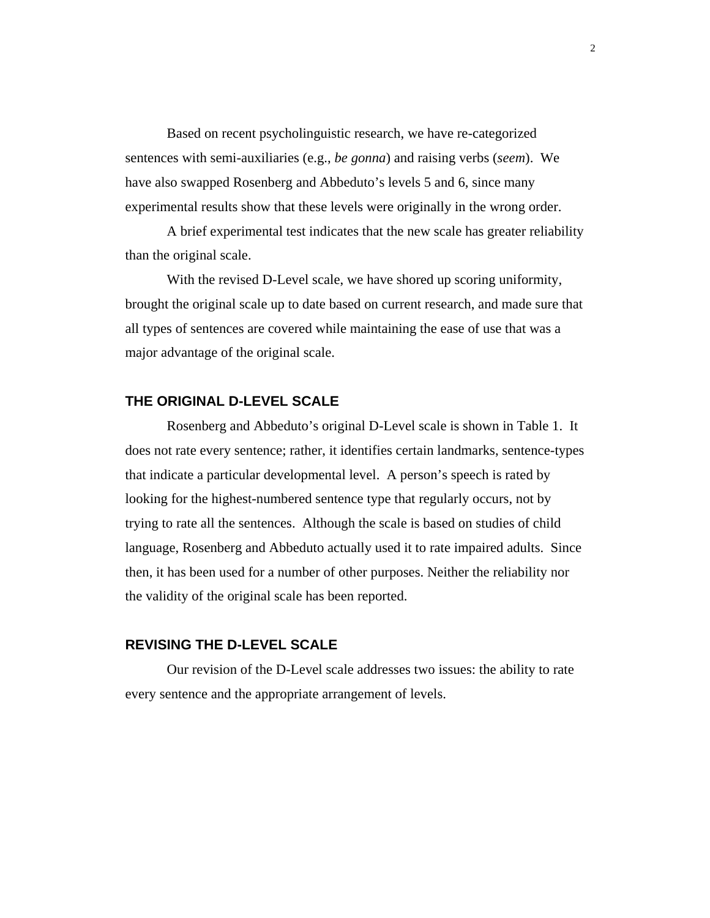Based on recent psycholinguistic research, we have re-categorized sentences with semi-auxiliaries (e.g., *be gonna*) and raising verbs (*seem*). We have also swapped Rosenberg and Abbeduto's levels 5 and 6, since many experimental results show that these levels were originally in the wrong order.

A brief experimental test indicates that the new scale has greater reliability than the original scale.

With the revised D-Level scale, we have shored up scoring uniformity, brought the original scale up to date based on current research, and made sure that all types of sentences are covered while maintaining the ease of use that was a major advantage of the original scale.

## THE ORIGINAL D-LEVEL SCALE

Rosenberg and Abbeduto's original D-Level scale is shown in Table 1. It does not rate every sentence; rather, it identifies certain landmarks, sentence-types that indicate a particular developmental level. A person's speech is rated by looking for the highest-numbered sentence type that regularly occurs, not by trying to rate all the sentences. Although the scale is based on studies of child language, Rosenberg and Abbeduto actually used it to rate impaired adults. Since then, it has been used for a number of other purposes. Neither the reliability nor the validity of the original scale has been reported.

## REVISING THE D-LEVEL SCALE

Our revision of the D-Level scale addresses two issues: the ability to rate every sentence and the appropriate arrangement of levels.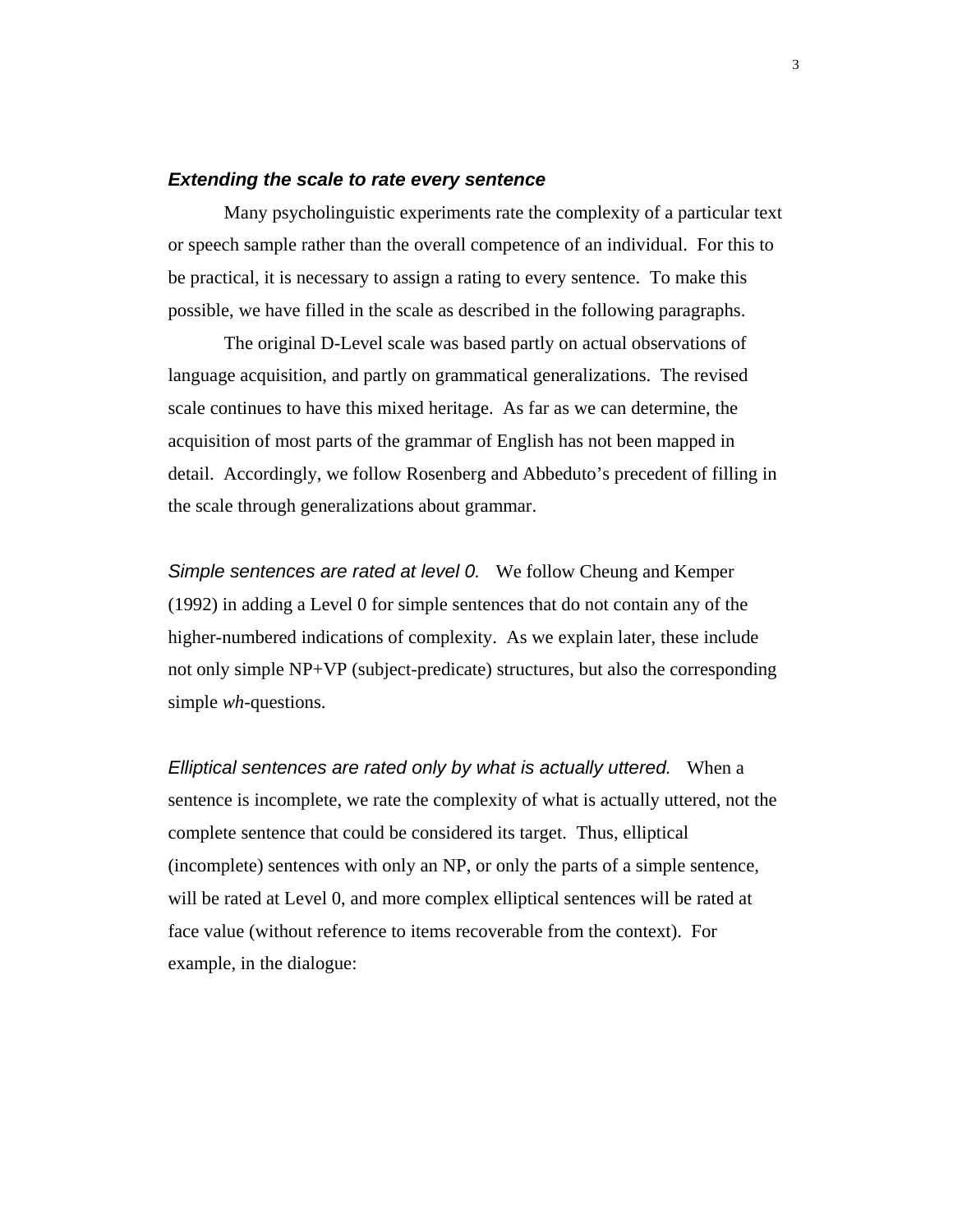### ***Extending the scale to rate every sentence***

Many psycholinguistic experiments rate the complexity of a particular text or speech sample rather than the overall competence of an individual. For this to be practical, it is necessary to assign a rating to every sentence. To make this possible, we have filled in the scale as described in the following paragraphs.

The original D-Level scale was based partly on actual observations of language acquisition, and partly on grammatical generalizations. The revised scale continues to have this mixed heritage. As far as we can determine, the acquisition of most parts of the grammar of English has not been mapped in detail. Accordingly, we follow Rosenberg and Abbeduto's precedent of filling in the scale through generalizations about grammar.

*Simple sentences are rated at level 0.* We follow Cheung and Kemper (1992) in adding a Level 0 for simple sentences that do not contain any of the higher-numbered indications of complexity. As we explain later, these include not only simple NP+VP (subject-predicate) structures, but also the corresponding simple *wh*-questions.

*Elliptical sentences are rated only by what is actually uttered.* When a sentence is incomplete, we rate the complexity of what is actually uttered, not the complete sentence that could be considered its target. Thus, elliptical (incomplete) sentences with only an NP, or only the parts of a simple sentence, will be rated at Level 0, and more complex elliptical sentences will be rated at face value (without reference to items recoverable from the context). For example, in the dialogue: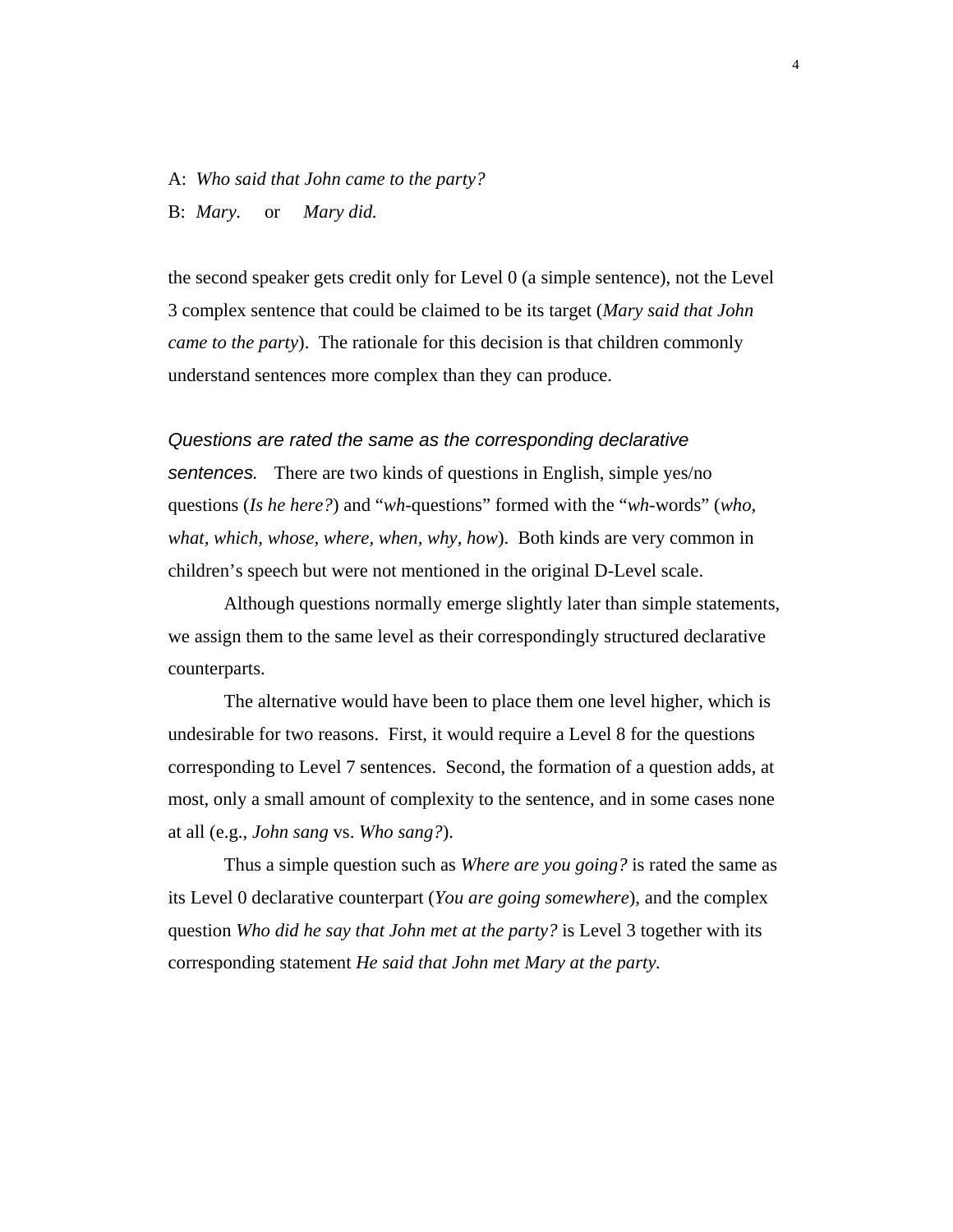A: *Who said that John came to the party?*

B: *Mary.* or *Mary did.*

the second speaker gets credit only for Level 0 (a simple sentence), not the Level 3 complex sentence that could be claimed to be its target (*Mary said that John came to the party*). The rationale for this decision is that children commonly understand sentences more complex than they can produce.

*Questions are rated the same as the corresponding declarative sentences.* There are two kinds of questions in English, simple yes/no questions (*Is he here?*) and "*wh*-questions" formed with the "*wh*-words" (*who, what, which, whose, where, when, why, how*). Both kinds are very common in children's speech but were not mentioned in the original D-Level scale.

Although questions normally emerge slightly later than simple statements, we assign them to the same level as their correspondingly structured declarative counterparts.

The alternative would have been to place them one level higher, which is undesirable for two reasons. First, it would require a Level 8 for the questions corresponding to Level 7 sentences. Second, the formation of a question adds, at most, only a small amount of complexity to the sentence, and in some cases none at all (e.g., *John sang* vs. *Who sang?*).

Thus a simple question such as *Where are you going?* is rated the same as its Level 0 declarative counterpart (*You are going somewhere*), and the complex question *Who did he say that John met at the party?* is Level 3 together with its corresponding statement *He said that John met Mary at the party.*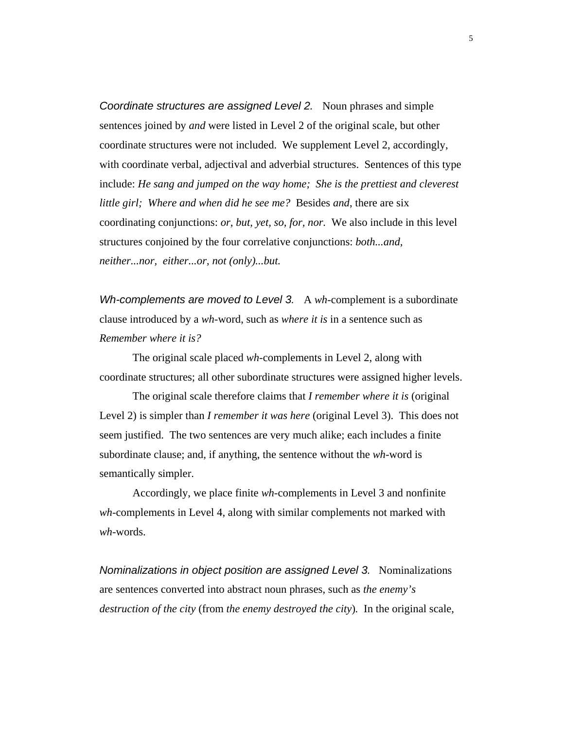*Coordinate structures are assigned Level 2.* Noun phrases and simple sentences joined by *and* were listed in Level 2 of the original scale, but other coordinate structures were not included. We supplement Level 2, accordingly, with coordinate verbal, adjectival and adverbial structures. Sentences of this type include: *He sang and jumped on the way home; She is the prettiest and cleverest little girl; Where and when did he see me?* Besides *and*, there are six coordinating conjunctions: *or, but, yet, so, for, nor.* We also include in this level structures conjoined by the four correlative conjunctions: *both...and, neither...nor, either...or, not (only)...but.*

*Wh-complements are moved to Level 3.* A *wh*-complement is a subordinate clause introduced by a *wh*-word, such as *where it is* in a sentence such as *Remember where it is?*

The original scale placed *wh*-complements in Level 2, along with coordinate structures; all other subordinate structures were assigned higher levels.

The original scale therefore claims that *I remember where it is* (original Level 2) is simpler than *I remember it was here* (original Level 3). This does not seem justified. The two sentences are very much alike; each includes a finite subordinate clause; and, if anything, the sentence without the *wh*-word is semantically simpler.

Accordingly, we place finite *wh*-complements in Level 3 and nonfinite *wh*-complements in Level 4, along with similar complements not marked with *wh*-words.

*Nominalizations in object position are assigned Level 3.* Nominalizations are sentences converted into abstract noun phrases, such as *the enemy's destruction of the city* (from *the enemy destroyed the city*). In the original scale,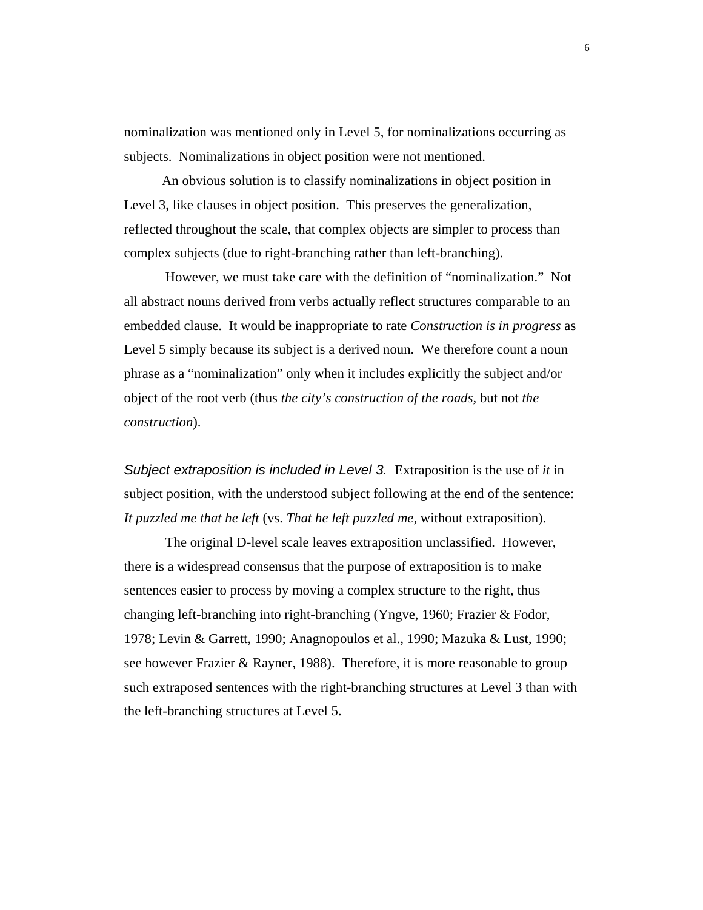nominalization was mentioned only in Level 5, for nominalizations occurring as subjects. Nominalizations in object position were not mentioned.

An obvious solution is to classify nominalizations in object position in Level 3, like clauses in object position. This preserves the generalization, reflected throughout the scale, that complex objects are simpler to process than complex subjects (due to right-branching rather than left-branching).

However, we must take care with the definition of "nominalization." Not all abstract nouns derived from verbs actually reflect structures comparable to an embedded clause. It would be inappropriate to rate *Construction is in progress* as Level 5 simply because its subject is a derived noun. We therefore count a noun phrase as a "nominalization" only when it includes explicitly the subject and/or object of the root verb (thus *the city's construction of the roads*, but not *the construction*).

*Subject extraposition is included in Level 3.* Extraposition is the use of *it* in subject position, with the understood subject following at the end of the sentence: *It puzzled me that he left* (vs. *That he left puzzled me*, without extraposition).

The original D-level scale leaves extraposition unclassified. However, there is a widespread consensus that the purpose of extraposition is to make sentences easier to process by moving a complex structure to the right, thus changing left-branching into right-branching (Yngve, 1960; Frazier & Fodor, 1978; Levin & Garrett, 1990; Anagnopoulos et al., 1990; Mazuka & Lust, 1990; see however Frazier & Rayner, 1988). Therefore, it is more reasonable to group such extraposed sentences with the right-branching structures at Level 3 than with the left-branching structures at Level 5.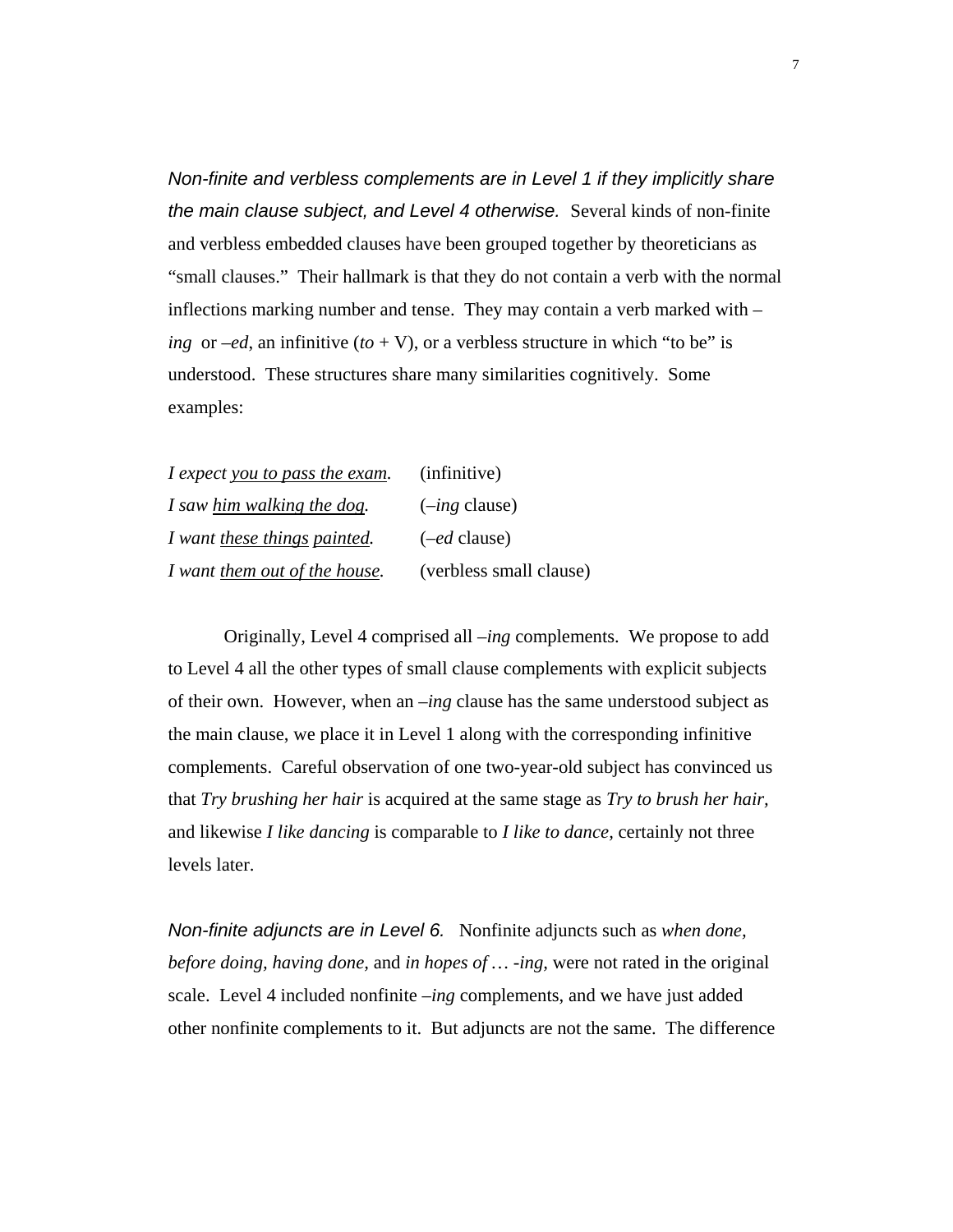*Non-finite and verbless complements are in Level 1 if they implicitly share the main clause subject, and Level 4 otherwise.* Several kinds of non-finite and verbless embedded clauses have been grouped together by theoreticians as "small clauses." Their hallmark is that they do not contain a verb with the normal inflections marking number and tense. They may contain a verb marked with –*ing* or –*ed*, an infinitive (*to* + V), or a verbless structure in which "to be" is understood. These structures share many similarities cognitively. Some examples:

| | |
|---|---|
| *I expect <u>you to pass the exam</u>.* | (infinitive) |
| *I saw <u>him walking the dog</u>.* | (–*ing* clause) |
| *I want <u>these things</u> <u>painted</u>.* | (–*ed* clause) |
| *I want <u>them out of the house</u>.* | (verbless small clause) |

Originally, Level 4 comprised all –*ing* complements. We propose to add to Level 4 all the other types of small clause complements with explicit subjects of their own. However, when an –*ing* clause has the same understood subject as the main clause, we place it in Level 1 along with the corresponding infinitive complements. Careful observation of one two-year-old subject has convinced us that *Try brushing her hair* is acquired at the same stage as *Try to brush her hair,* and likewise *I like dancing* is comparable to *I like to dance*, certainly not three levels later.

*Non-finite adjuncts are in Level 6.* Nonfinite adjuncts such as *when done, before doing, having done,* and *in hopes of … -ing,* were not rated in the original scale. Level 4 included nonfinite –*ing* complements, and we have just added other nonfinite complements to it. But adjuncts are not the same. The difference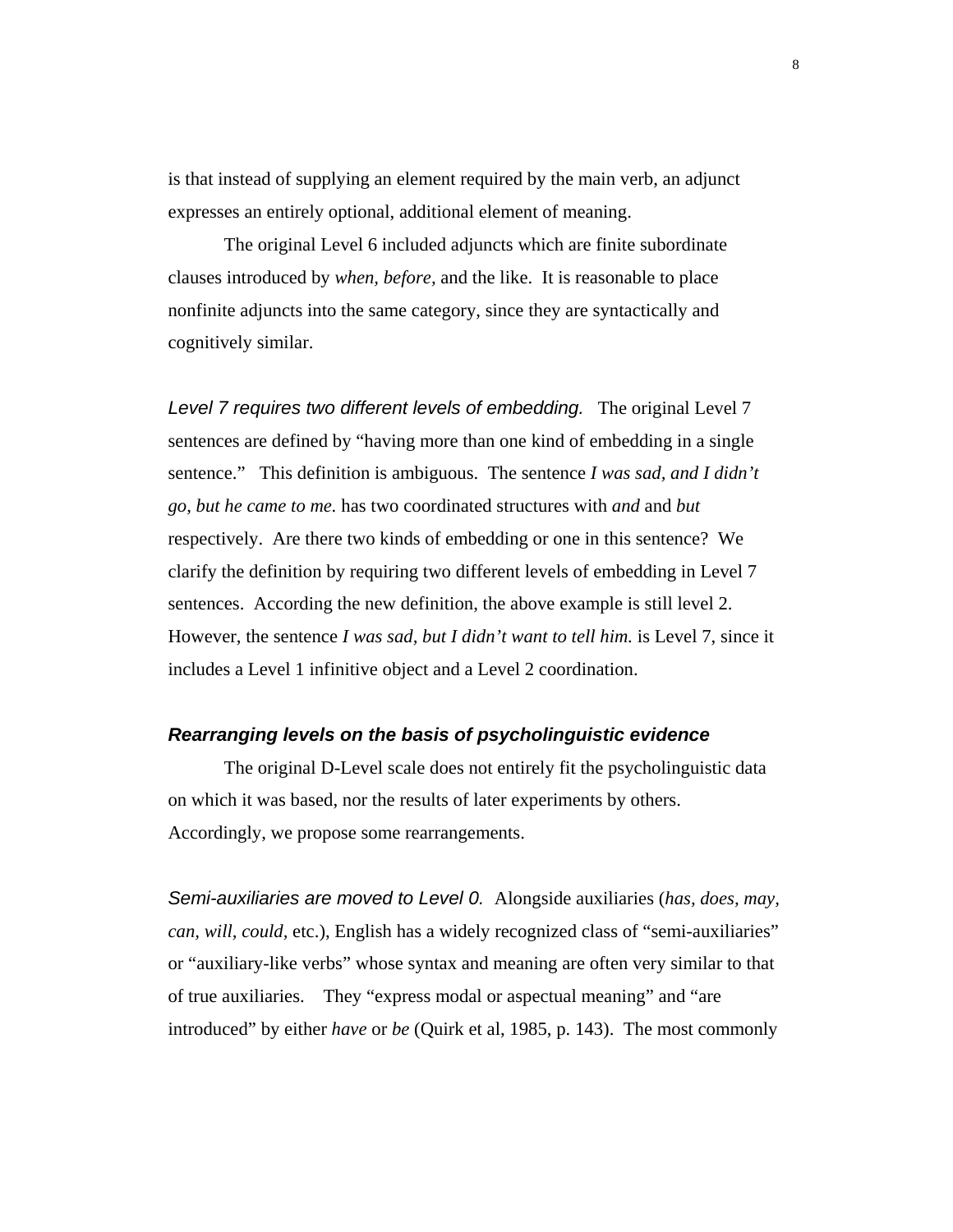is that instead of supplying an element required by the main verb, an adjunct expresses an entirely optional, additional element of meaning.

The original Level 6 included adjuncts which are finite subordinate clauses introduced by *when*, *before*, and the like. It is reasonable to place nonfinite adjuncts into the same category, since they are syntactically and cognitively similar.

*Level 7 requires two different levels of embedding.* The original Level 7 sentences are defined by "having more than one kind of embedding in a single sentence." This definition is ambiguous. The sentence *I was sad, and I didn't go, but he came to me.* has two coordinated structures with *and* and *but* respectively. Are there two kinds of embedding or one in this sentence? We clarify the definition by requiring two different levels of embedding in Level 7 sentences. According the new definition, the above example is still level 2. However, the sentence *I was sad, but I didn't want to tell him.* is Level 7, since it includes a Level 1 infinitive object and a Level 2 coordination.

### ***Rearranging levels on the basis of psycholinguistic evidence***

The original D-Level scale does not entirely fit the psycholinguistic data on which it was based, nor the results of later experiments by others. Accordingly, we propose some rearrangements.

*Semi-auxiliaries are moved to Level 0.* Alongside auxiliaries (*has*, *does*, *may*, *can*, *will*, *could*, etc.), English has a widely recognized class of "semi-auxiliaries" or "auxiliary-like verbs" whose syntax and meaning are often very similar to that of true auxiliaries. They "express modal or aspectual meaning" and "are introduced" by either *have* or *be* (Quirk et al, 1985, p. 143). The most commonly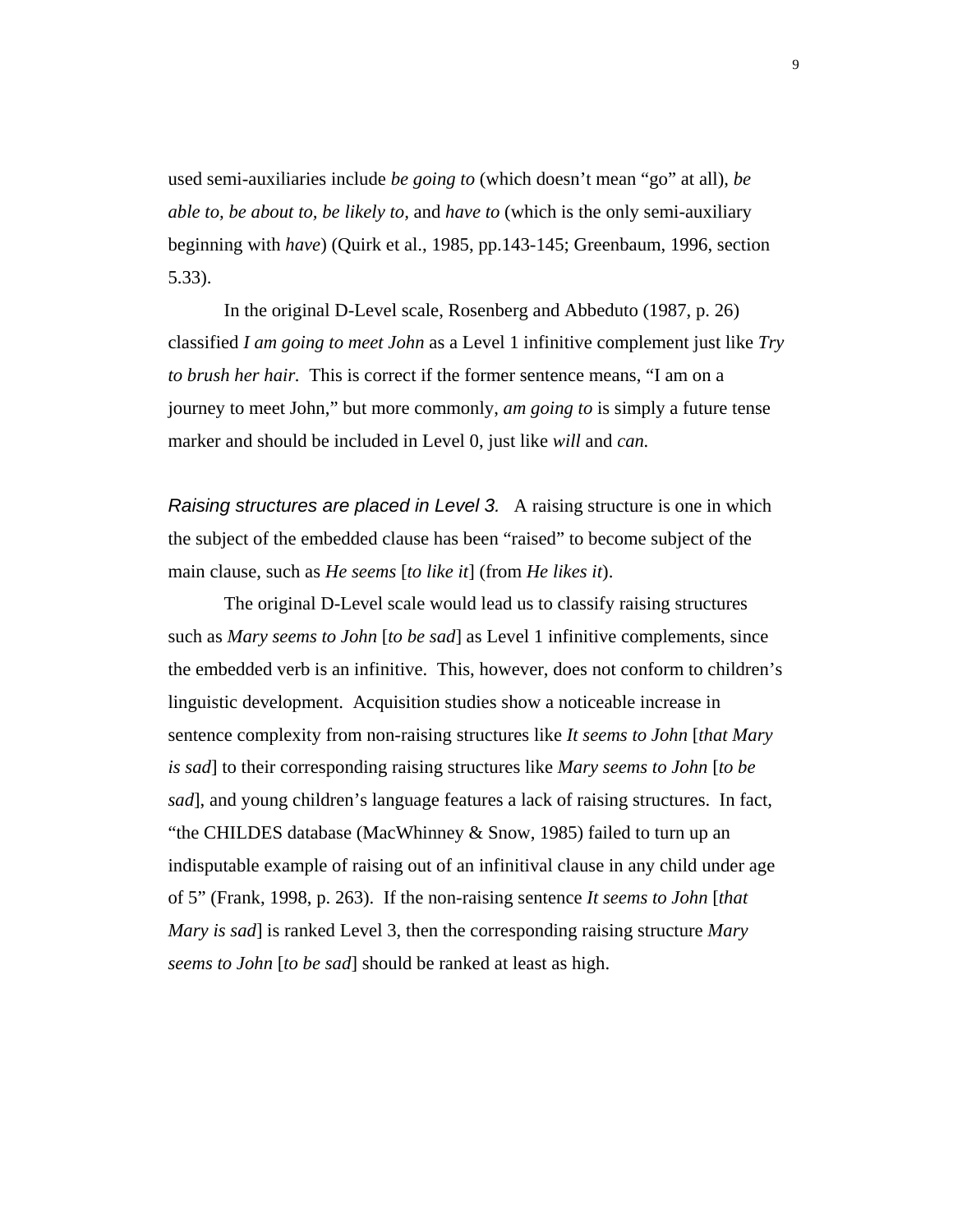used semi-auxiliaries include *be going to* (which doesn't mean "go" at all), *be able to, be about to, be likely to,* and *have to* (which is the only semi-auxiliary beginning with *have*) (Quirk et al., 1985, pp.143-145; Greenbaum, 1996, section 5.33).

In the original D-Level scale, Rosenberg and Abbeduto (1987, p. 26) classified *I am going to meet John* as a Level 1 infinitive complement just like *Try to brush her hair.* This is correct if the former sentence means, "I am on a journey to meet John," but more commonly, *am going to* is simply a future tense marker and should be included in Level 0, just like *will* and *can.*

*Raising structures are placed in Level 3.* A raising structure is one in which the subject of the embedded clause has been "raised" to become subject of the main clause, such as *He seems* [*to like it*] (from *He likes it*).

The original D-Level scale would lead us to classify raising structures such as *Mary seems to John* [*to be sad*] as Level 1 infinitive complements, since the embedded verb is an infinitive. This, however, does not conform to children's linguistic development. Acquisition studies show a noticeable increase in sentence complexity from non-raising structures like *It seems to John* [*that Mary is sad*] to their corresponding raising structures like *Mary seems to John* [*to be sad*], and young children's language features a lack of raising structures. In fact, "the CHILDES database (MacWhinney & Snow, 1985) failed to turn up an indisputable example of raising out of an infinitival clause in any child under age of 5" (Frank, 1998, p. 263). If the non-raising sentence *It seems to John* [*that Mary is sad*] is ranked Level 3, then the corresponding raising structure *Mary seems to John* [*to be sad*] should be ranked at least as high.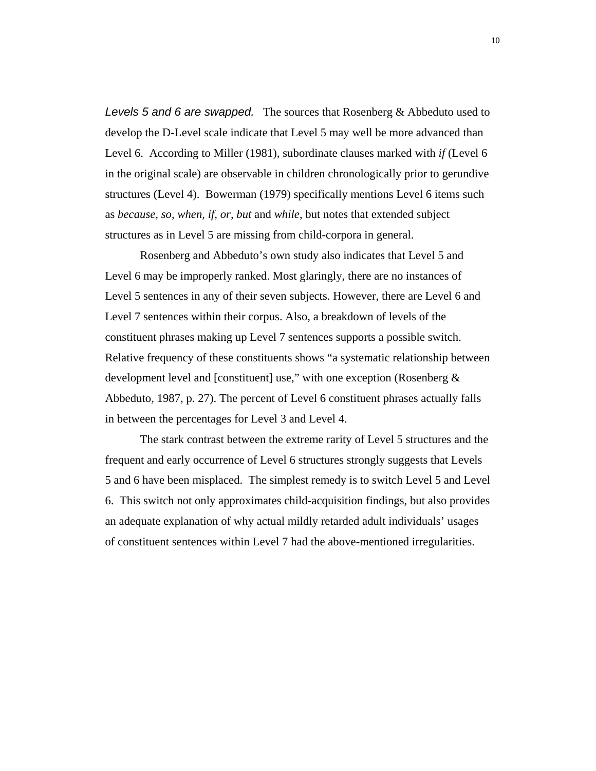*Levels 5 and 6 are swapped.* The sources that Rosenberg & Abbeduto used to develop the D-Level scale indicate that Level 5 may well be more advanced than Level 6. According to Miller (1981), subordinate clauses marked with *if* (Level 6 in the original scale) are observable in children chronologically prior to gerundive structures (Level 4). Bowerman (1979) specifically mentions Level 6 items such as *because, so, when, if, or, but* and *while*, but notes that extended subject structures as in Level 5 are missing from child-corpora in general.

Rosenberg and Abbeduto's own study also indicates that Level 5 and Level 6 may be improperly ranked. Most glaringly, there are no instances of Level 5 sentences in any of their seven subjects. However, there are Level 6 and Level 7 sentences within their corpus. Also, a breakdown of levels of the constituent phrases making up Level 7 sentences supports a possible switch. Relative frequency of these constituents shows "a systematic relationship between development level and [constituent] use," with one exception (Rosenberg & Abbeduto, 1987, p. 27). The percent of Level 6 constituent phrases actually falls in between the percentages for Level 3 and Level 4.

The stark contrast between the extreme rarity of Level 5 structures and the frequent and early occurrence of Level 6 structures strongly suggests that Levels 5 and 6 have been misplaced. The simplest remedy is to switch Level 5 and Level 6. This switch not only approximates child-acquisition findings, but also provides an adequate explanation of why actual mildly retarded adult individuals' usages of constituent sentences within Level 7 had the above-mentioned irregularities.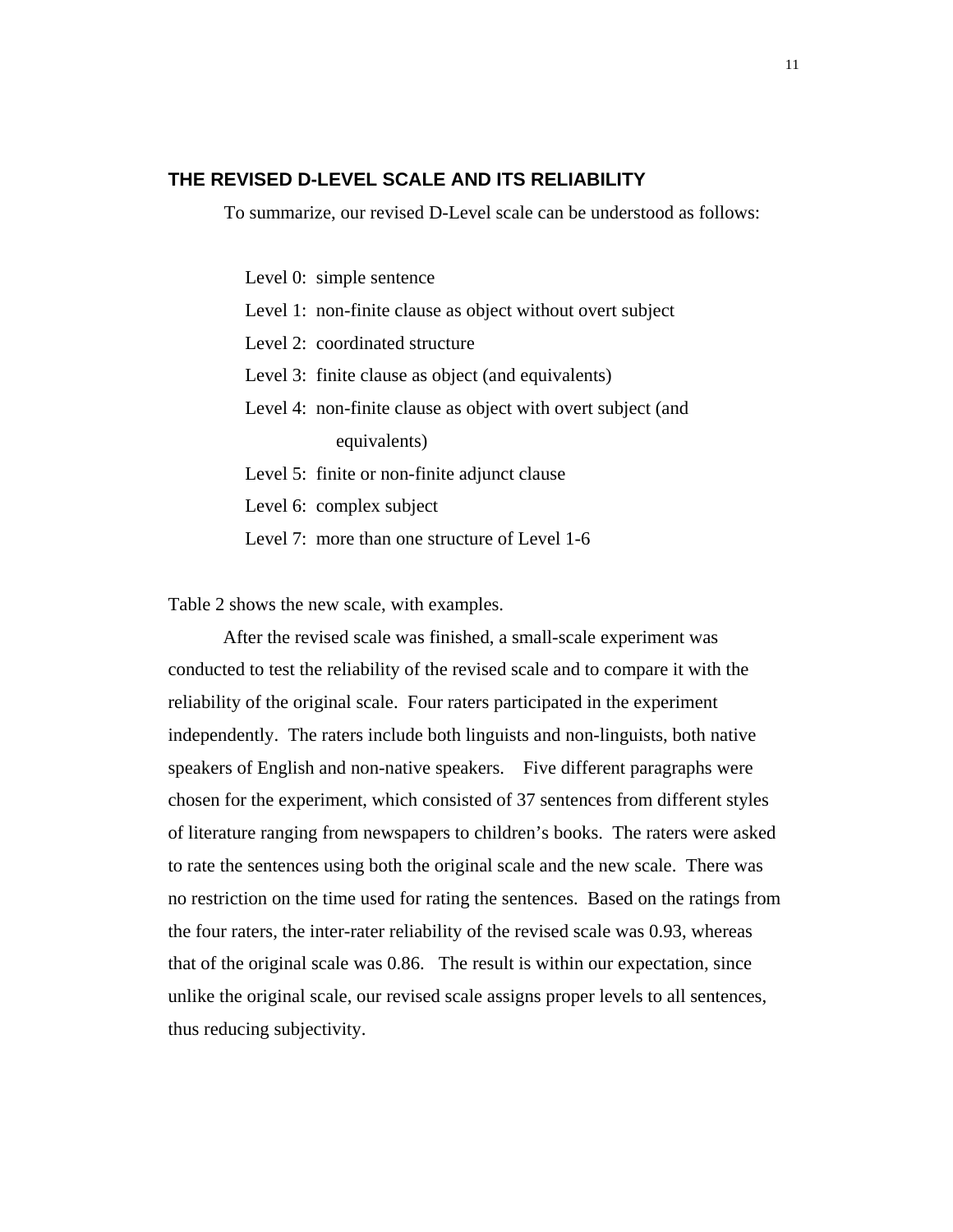## THE REVISED D-LEVEL SCALE AND ITS RELIABILITY

To summarize, our revised D-Level scale can be understood as follows:

Level 0: simple sentence
Level 1: non-finite clause as object without overt subject
Level 2: coordinated structure
Level 3: finite clause as object (and equivalents)
Level 4: non-finite clause as object with overt subject (and equivalents)
Level 5: finite or non-finite adjunct clause
Level 6: complex subject
Level 7: more than one structure of Level 1-6

Table 2 shows the new scale, with examples.

After the revised scale was finished, a small-scale experiment was conducted to test the reliability of the revised scale and to compare it with the reliability of the original scale. Four raters participated in the experiment independently. The raters include both linguists and non-linguists, both native speakers of English and non-native speakers. Five different paragraphs were chosen for the experiment, which consisted of 37 sentences from different styles of literature ranging from newspapers to children's books. The raters were asked to rate the sentences using both the original scale and the new scale. There was no restriction on the time used for rating the sentences. Based on the ratings from the four raters, the inter-rater reliability of the revised scale was 0.93, whereas that of the original scale was 0.86. The result is within our expectation, since unlike the original scale, our revised scale assigns proper levels to all sentences, thus reducing subjectivity.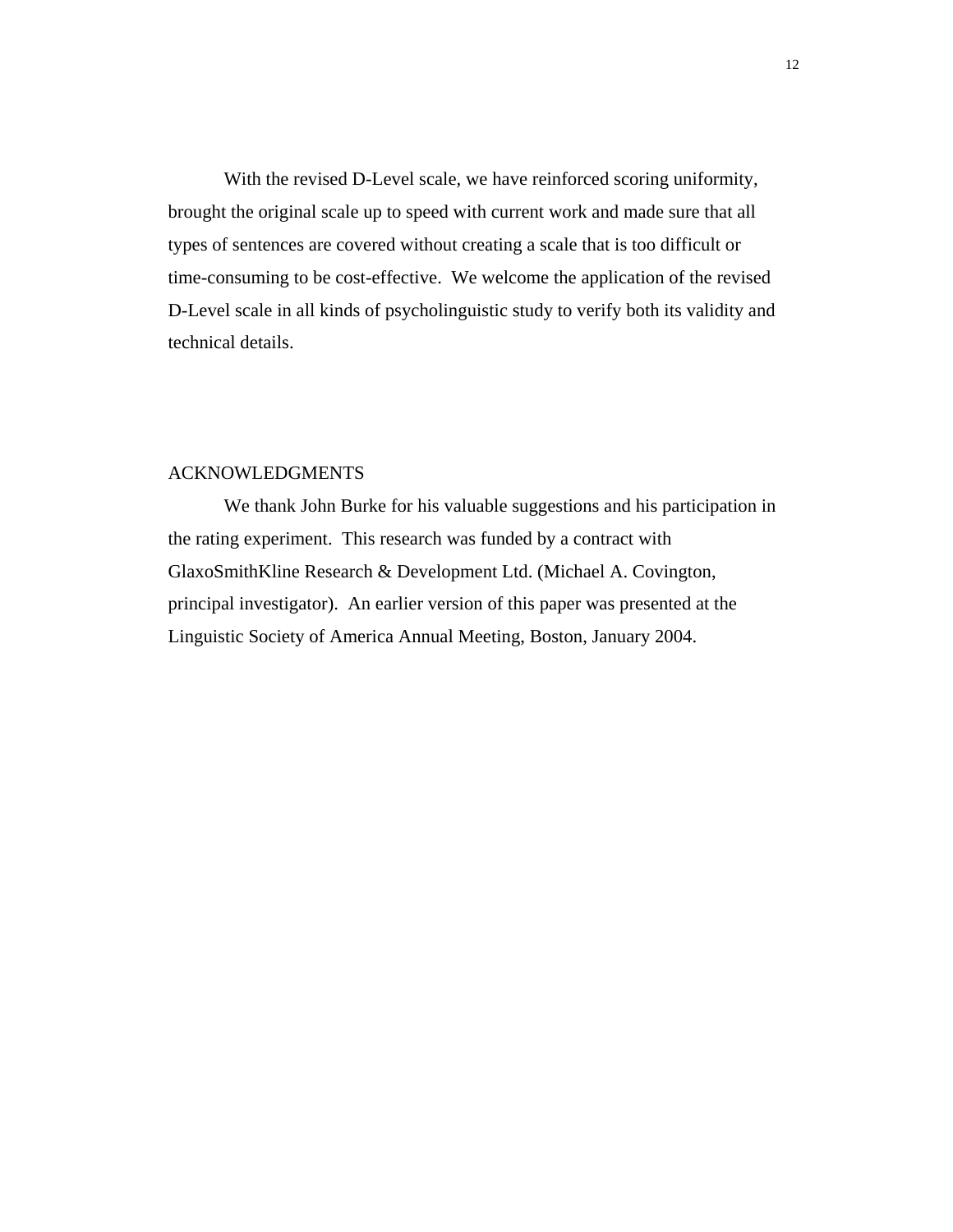With the revised D-Level scale, we have reinforced scoring uniformity, brought the original scale up to speed with current work and made sure that all types of sentences are covered without creating a scale that is too difficult or time-consuming to be cost-effective. We welcome the application of the revised D-Level scale in all kinds of psycholinguistic study to verify both its validity and technical details.

## ACKNOWLEDGMENTS

We thank John Burke for his valuable suggestions and his participation in the rating experiment. This research was funded by a contract with GlaxoSmithKline Research & Development Ltd. (Michael A. Covington, principal investigator). An earlier version of this paper was presented at the Linguistic Society of America Annual Meeting, Boston, January 2004.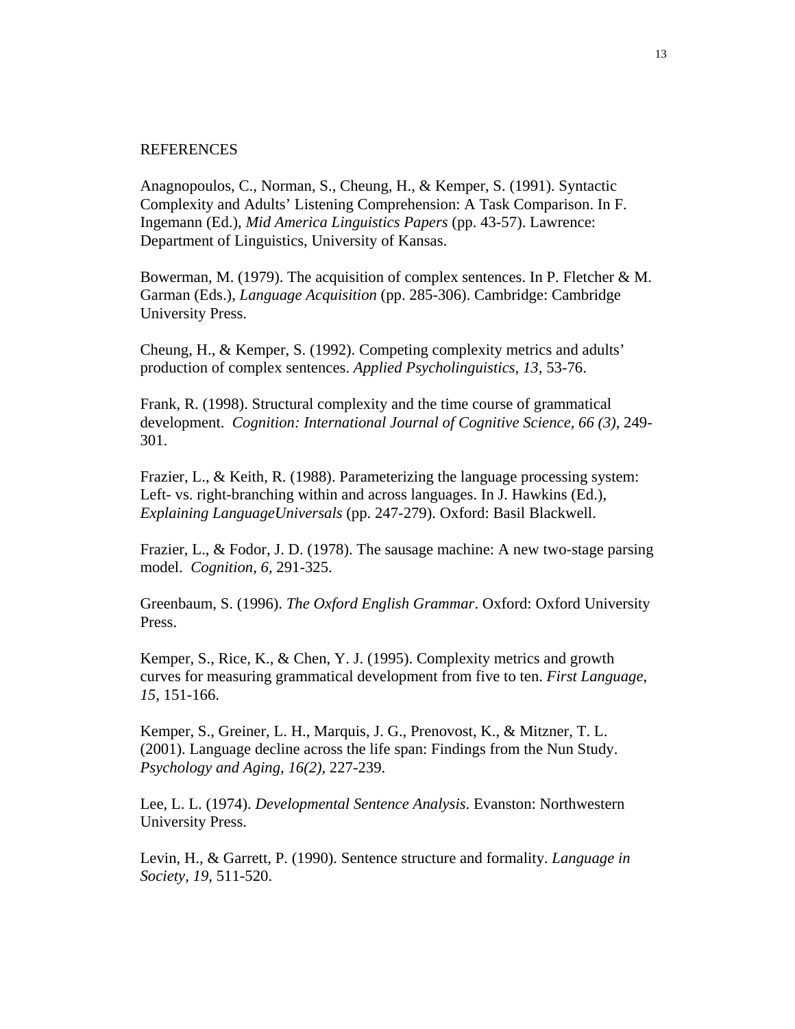REFERENCES

Anagnopoulos, C., Norman, S., Cheung, H., & Kemper, S. (1991). Syntactic Complexity and Adults' Listening Comprehension: A Task Comparison. In F. Ingemann (Ed.), *Mid America Linguistics Papers* (pp. 43-57). Lawrence: Department of Linguistics, University of Kansas.

Bowerman, M. (1979). The acquisition of complex sentences. In P. Fletcher & M. Garman (Eds.), *Language Acquisition* (pp. 285-306). Cambridge: Cambridge University Press.

Cheung, H., & Kemper, S. (1992). Competing complexity metrics and adults' production of complex sentences. *Applied Psycholinguistics, 13,* 53-76.

Frank, R. (1998). Structural complexity and the time course of grammatical development. *Cognition: International Journal of Cognitive Science, 66 (3)*, 249-301.

Frazier, L., & Keith, R. (1988). Parameterizing the language processing system: Left- vs. right-branching within and across languages. In J. Hawkins (Ed.), *Explaining LanguageUniversals* (pp. 247-279). Oxford: Basil Blackwell.

Frazier, L., & Fodor, J. D. (1978). The sausage machine: A new two-stage parsing model. *Cognition, 6,* 291-325.

Greenbaum, S. (1996). *The Oxford English Grammar*. Oxford: Oxford University Press.

Kemper, S., Rice, K., & Chen, Y. J. (1995). Complexity metrics and growth curves for measuring grammatical development from five to ten. *First Language, 15,* 151-166.

Kemper, S., Greiner, L. H., Marquis, J. G., Prenovost, K., & Mitzner, T. L. (2001). Language decline across the life span: Findings from the Nun Study. *Psychology and Aging, 16(2),* 227-239.

Lee, L. L. (1974). *Developmental Sentence Analysis*. Evanston: Northwestern University Press.

Levin, H., & Garrett, P. (1990). Sentence structure and formality. *Language in Society, 19,* 511-520.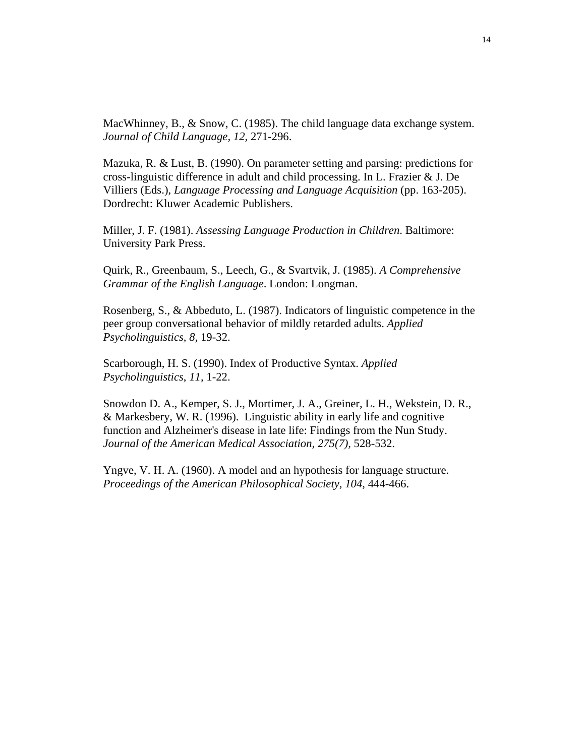MacWhinney, B., & Snow, C. (1985). The child language data exchange system. *Journal of Child Language, 12,* 271-296.

Mazuka, R. & Lust, B. (1990). On parameter setting and parsing: predictions for cross-linguistic difference in adult and child processing. In L. Frazier & J. De Villiers (Eds.), *Language Processing and Language Acquisition* (pp. 163-205). Dordrecht: Kluwer Academic Publishers.

Miller, J. F. (1981). *Assessing Language Production in Children*. Baltimore: University Park Press.

Quirk, R., Greenbaum, S., Leech, G., & Svartvik, J. (1985). *A Comprehensive Grammar of the English Language*. London: Longman.

Rosenberg, S., & Abbeduto, L. (1987). Indicators of linguistic competence in the peer group conversational behavior of mildly retarded adults. *Applied Psycholinguistics, 8,* 19-32.

Scarborough, H. S. (1990). Index of Productive Syntax. *Applied Psycholinguistics, 11,* 1-22.

Snowdon D. A., Kemper, S. J., Mortimer, J. A., Greiner, L. H., Wekstein, D. R., & Markesbery, W. R. (1996). Linguistic ability in early life and cognitive function and Alzheimer's disease in late life: Findings from the Nun Study. *Journal of the American Medical Association, 275(7),* 528-532.

Yngve, V. H. A. (1960). A model and an hypothesis for language structure. *Proceedings of the American Philosophical Society, 104,* 444-466.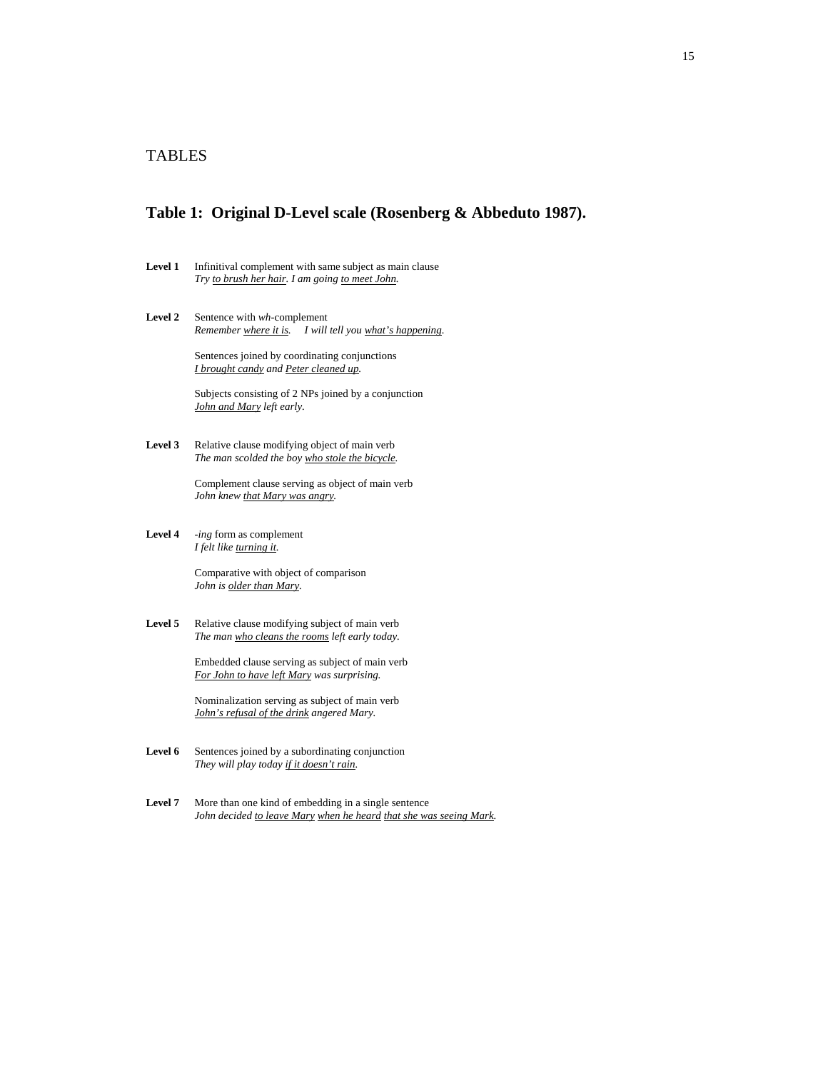TABLES

## Table 1: Original D-Level scale (Rosenberg & Abbeduto 1987).

**Level 1** Infinitival complement with same subject as main clause
*Try <u>to brush her hair</u>. I am going <u>to meet John</u>.*

**Level 2** Sentence with *wh*-complement
*Remember <u>where it is</u>. I will tell you <u>what's happening</u>.*

Sentences joined by coordinating conjunctions
*<u>I brought candy</u> and <u>Peter cleaned up</u>.*

Subjects consisting of 2 NPs joined by a conjunction
*<u>John and Mary</u> left early.*

**Level 3** Relative clause modifying object of main verb
*The man scolded the boy <u>who stole the bicycle</u>.*

Complement clause serving as object of main verb
*John knew <u>that Mary was angry</u>.*

**Level 4** *-ing* form as complement
*I felt like <u>turning it</u>.*

Comparative with object of comparison
*John is <u>older than Mary</u>.*

**Level 5** Relative clause modifying subject of main verb
*The man <u>who cleans the rooms</u> left early today.*

Embedded clause serving as subject of main verb
*<u>For John to have left Mary</u> was surprising.*

Nominalization serving as subject of main verb
*<u>John's refusal of the drink</u> angered Mary.*

**Level 6** Sentences joined by a subordinating conjunction
*They will play today <u>if it doesn't rain</u>.*

**Level 7** More than one kind of embedding in a single sentence
*John decided <u>to leave Mary</u> <u>when he heard</u> <u>that she was seeing Mark</u>.*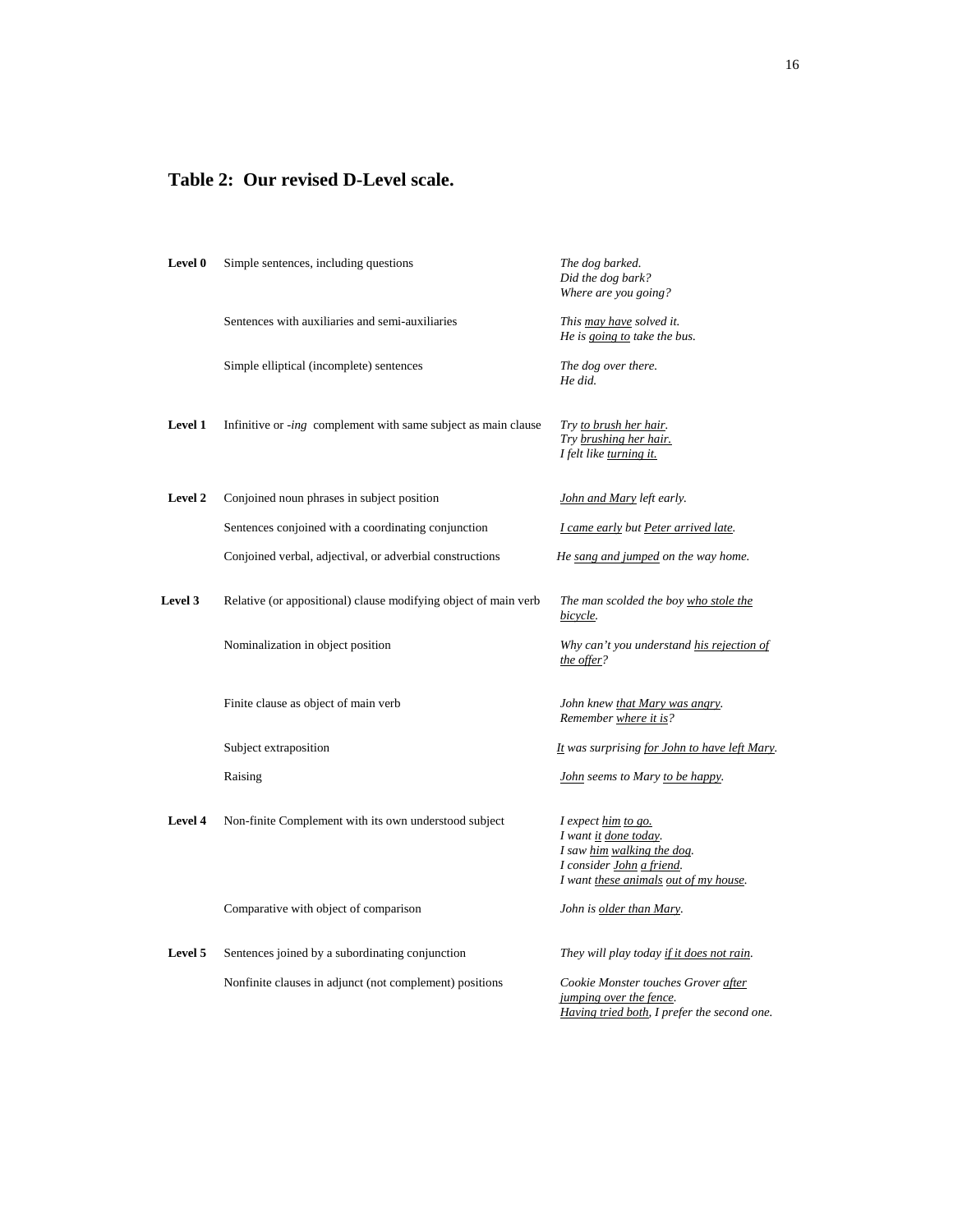**Table 2: Our revised D-Level scale.**

| Level | Description | Examples |
|---|---|---|
| **Level 0** | Simple sentences, including questions | *The dog barked.*<br>*Did the dog bark?*<br>*Where are you going?* |
| | Sentences with auxiliaries and semi-auxiliaries | *This <u>may have</u> solved it.*<br>*He is <u>going to</u> take the bus.* |
| | Simple elliptical (incomplete) sentences | *The dog over there.*<br>*He did.* |
| **Level 1** | Infinitive or *-ing* complement with same subject as main clause | *Try <u>to brush her hair</u>.*<br>*Try <u>brushing her hair.</u>*<br>*I felt like <u>turning it.</u>* |
| **Level 2** | Conjoined noun phrases in subject position | *<u>John and Mary</u> left early.* |
| | Sentences conjoined with a coordinating conjunction | *<u>I came early</u> but <u>Peter arrived late</u>.* |
| | Conjoined verbal, adjectival, or adverbial constructions | *He <u>sang and jumped</u> on the way home.* |
| **Level 3** | Relative (or appositional) clause modifying object of main verb | *The man scolded the boy <u>who stole the bicycle</u>.* |
| | Nominalization in object position | *Why can't you understand <u>his rejection of the offer</u>?* |
| | Finite clause as object of main verb | *John knew <u>that Mary was angry</u>.*<br>*Remember <u>where it is</u>?* |
| | Subject extraposition | *<u>It</u> was surprising <u>for John to have left Mary</u>.* |
| | Raising | *<u>John</u> seems to Mary <u>to be happy</u>.* |
| **Level 4** | Non-finite Complement with its own understood subject | *I expect <u>him</u> <u>to go.</u>*<br>*I want <u>it</u> <u>done today</u>.*<br>*I saw <u>him</u> <u>walking the dog</u>.*<br>*I consider <u>John</u> <u>a friend</u>.*<br>*I want <u>these animals</u> <u>out of my house</u>.* |
| | Comparative with object of comparison | *John is <u>older than Mary</u>.* |
| **Level 5** | Sentences joined by a subordinating conjunction | *They will play today <u>if it does not rain</u>.* |
| | Nonfinite clauses in adjunct (not complement) positions | *Cookie Monster touches Grover <u>after jumping over the fence</u>.*<br>*<u>Having tried both</u>, I prefer the second one.* |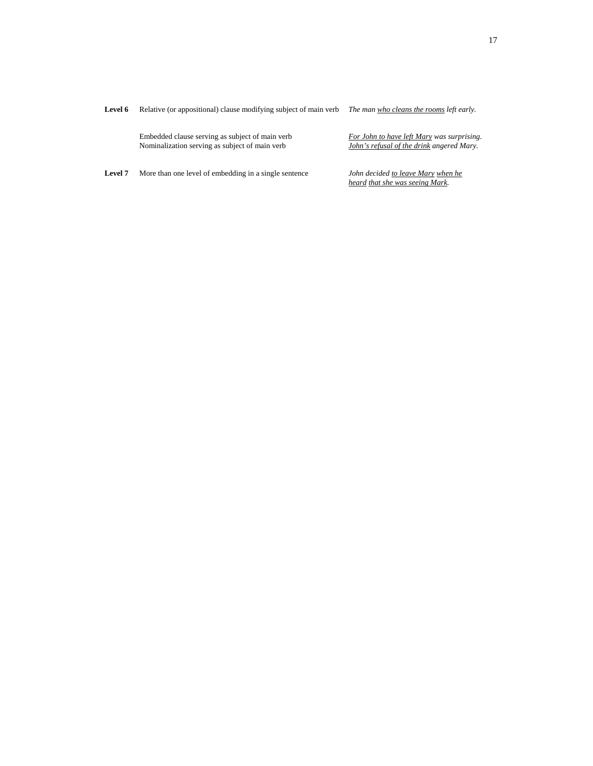| | | |
|---|---|---|
| **Level 6** | Relative (or appositional) clause modifying subject of main verb | *The man <u>who cleans the rooms</u> left early.* |
| | Embedded clause serving as subject of main verb | *<u>For John to have left Mary</u> was surprising.* |
| | Nominalization serving as subject of main verb | *<u>John's refusal of the drink</u> angered Mary.* |
| **Level 7** | More than one level of embedding in a single sentence | *John decided <u>to leave Mary</u> <u>when he heard</u> <u>that she was seeing Mark</u>.* |